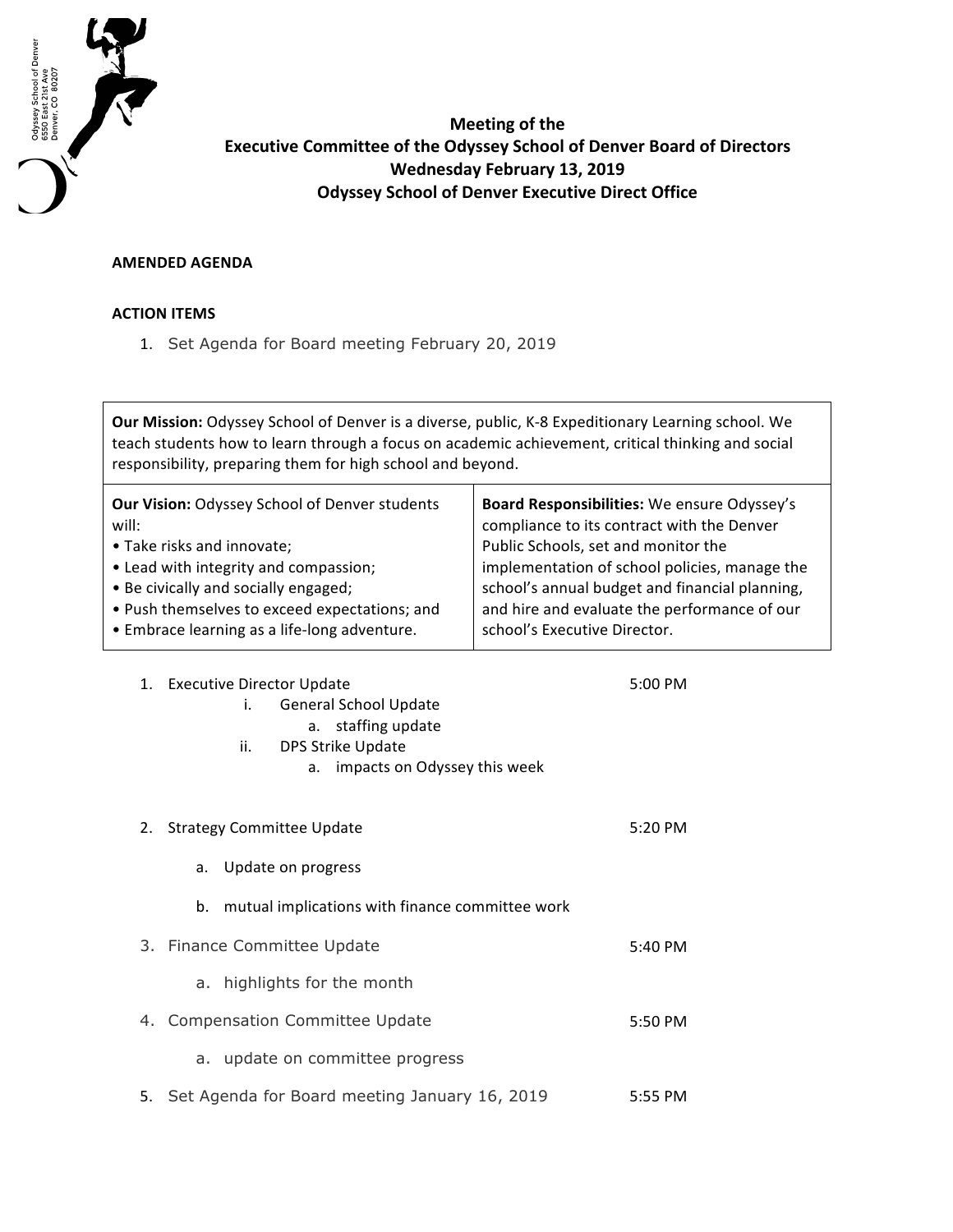Odyssey School of Denver
6550 East 21st Ave
Denver, CO 80207

**Meeting of the**
**Executive Committee of the Odyssey School of Denver Board of Directors**
**Wednesday February 13, 2019**
**Odyssey School of Denver Executive Direct Office**

**AMENDED AGENDA**

**ACTION ITEMS**

1. Set Agenda for Board meeting February 20, 2019

| **Our Mission:** Odyssey School of Denver is a diverse, public, K-8 Expeditionary Learning school. We teach students how to learn through a focus on academic achievement, critical thinking and social responsibility, preparing them for high school and beyond. | |
|---|---|
| **Our Vision:** Odyssey School of Denver students will:<br>• Take risks and innovate;<br>• Lead with integrity and compassion;<br>• Be civically and socially engaged;<br>• Push themselves to exceed expectations; and<br>• Embrace learning as a life-long adventure. | **Board Responsibilities:** We ensure Odyssey's compliance to its contract with the Denver Public Schools, set and monitor the implementation of school policies, manage the school's annual budget and financial planning, and hire and evaluate the performance of our school's Executive Director. |

1. Executive Director Update — 5:00 PM
   i. General School Update
      a. staffing update
   ii. DPS Strike Update
      a. impacts on Odyssey this week

2. Strategy Committee Update — 5:20 PM
   a. Update on progress
   b. mutual implications with finance committee work

3. Finance Committee Update — 5:40 PM
   a. highlights for the month

4. Compensation Committee Update — 5:50 PM
   a. update on committee progress

5. Set Agenda for Board meeting January 16, 2019 — 5:55 PM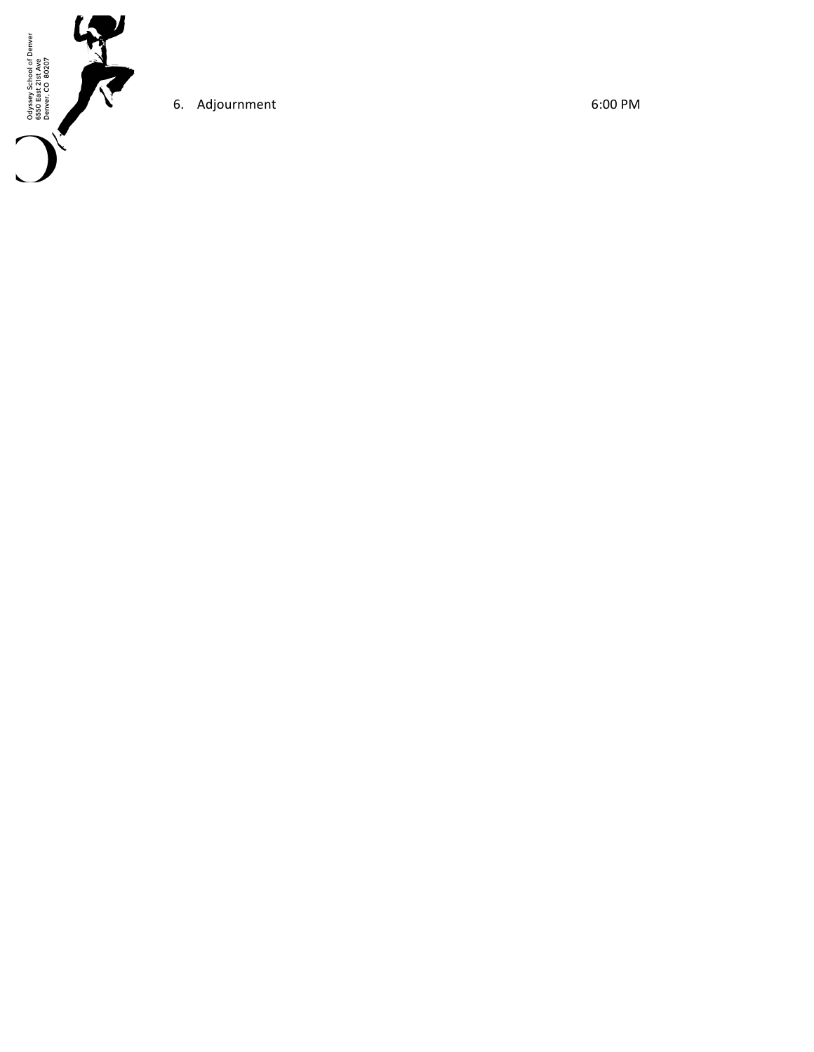6. Adjournment 6:00 PM